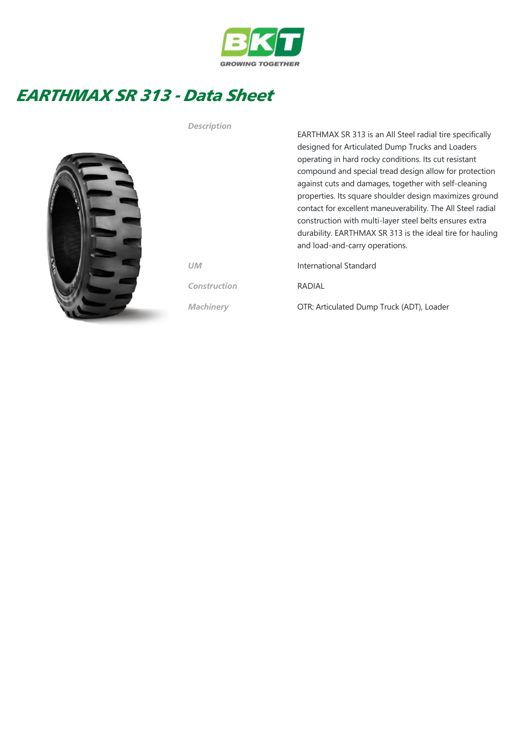# EARTHMAX SR 313 - Data Sheet

| | |
|---|---|
| *Description* | EARTHMAX SR 313 is an All Steel radial tire specifically designed for Articulated Dump Trucks and Loaders operating in hard rocky conditions. Its cut resistant compound and special tread design allow for protection against cuts and damages, together with self-cleaning properties. Its square shoulder design maximizes ground contact for excellent maneuverability. The All Steel radial construction with multi-layer steel belts ensures extra durability. EARTHMAX SR 313 is the ideal tire for hauling and load-and-carry operations. |
| *UM* | International Standard |
| *Construction* | RADIAL |
| *Machinery* | OTR: Articulated Dump Truck (ADT), Loader |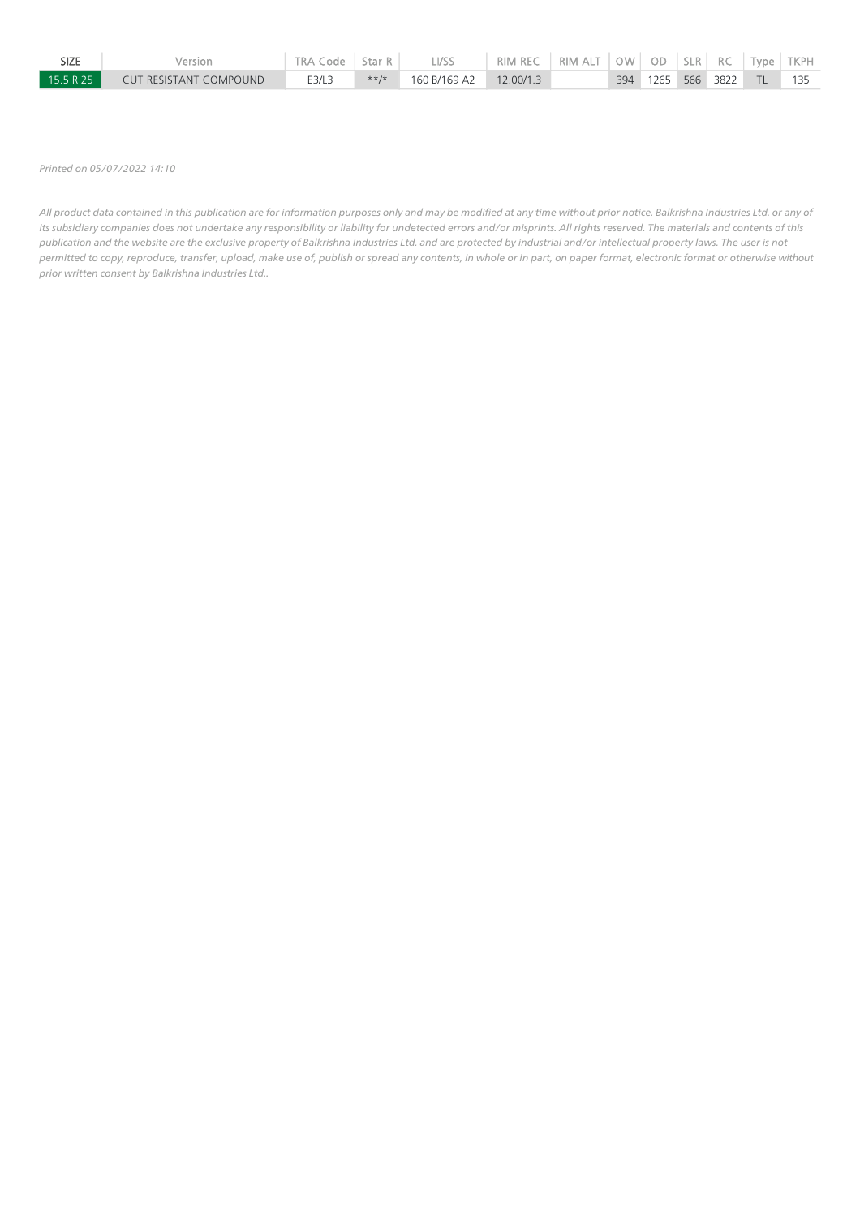| SIZE | Version | TRA Code | Star R | LI/SS | RIM REC | RIM ALT | OW | OD | SLR | RC | Type | TKPH |
|---|---|---|---|---|---|---|---|---|---|---|---|---|
| 15.5 R 25 | CUT RESISTANT COMPOUND | E3/L3 | **/* | 160 B/169 A2 | 12.00/1.3 | | 394 | 1265 | 566 | 3822 | TL | 135 |

*Printed on 05/07/2022 14:10*

*All product data contained in this publication are for information purposes only and may be modified at any time without prior notice. Balkrishna Industries Ltd. or any of its subsidiary companies does not undertake any responsibility or liability for undetected errors and/or misprints. All rights reserved. The materials and contents of this publication and the website are the exclusive property of Balkrishna Industries Ltd. and are protected by industrial and/or intellectual property laws. The user is not permitted to copy, reproduce, transfer, upload, make use of, publish or spread any contents, in whole or in part, on paper format, electronic format or otherwise without prior written consent by Balkrishna Industries Ltd..*